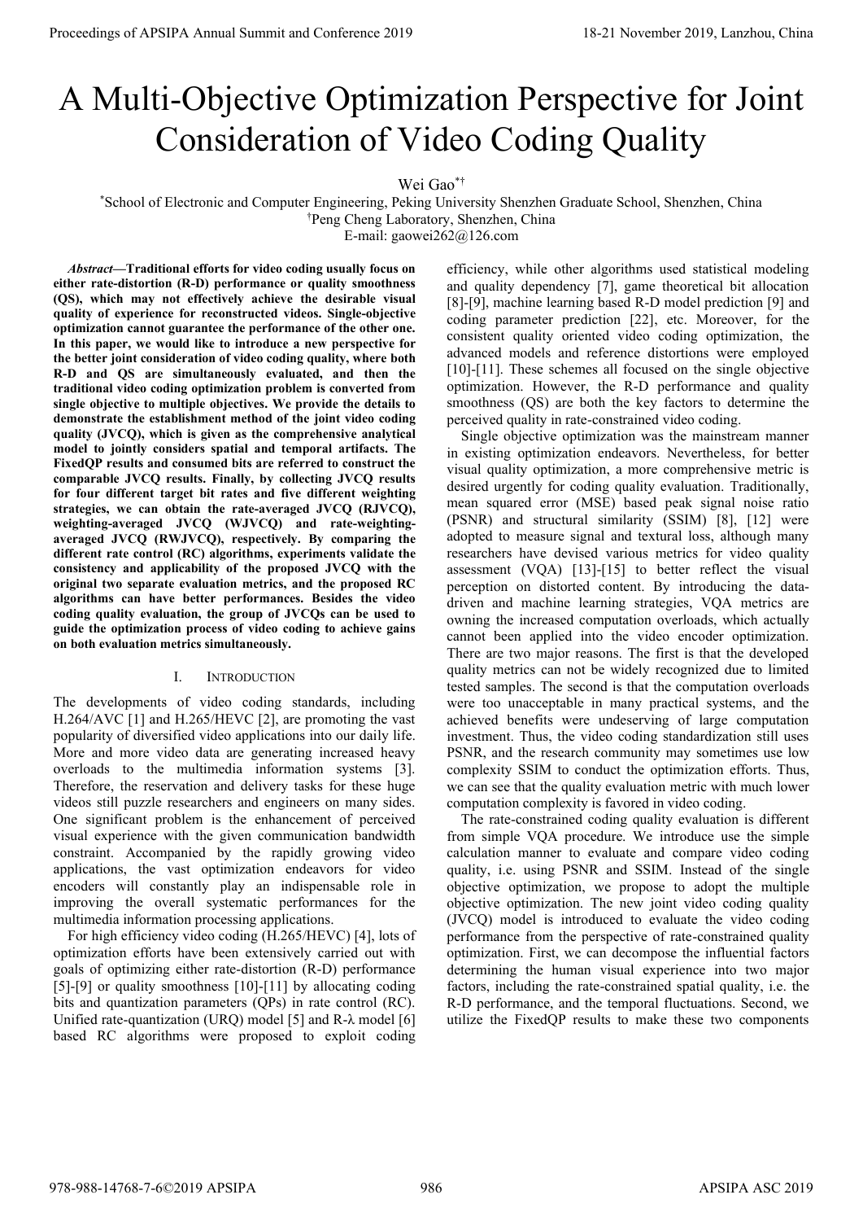# A Multi-Objective Optimization Perspective for Joint Consideration of Video Coding Quality

Wei Gao[*†]

[*]School of Electronic and Computer Engineering, Peking University Shenzhen Graduate School, Shenzhen, China
[†]Peng Cheng Laboratory, Shenzhen, China
E-mail: gaowei262@126.com

***Abstract*—Traditional efforts for video coding usually focus on either rate-distortion (R-D) performance or quality smoothness (QS), which may not effectively achieve the desirable visual quality of experience for reconstructed videos. Single-objective optimization cannot guarantee the performance of the other one. In this paper, we would like to introduce a new perspective for the better joint consideration of video coding quality, where both R-D and QS are simultaneously evaluated, and then the traditional video coding optimization problem is converted from single objective to multiple objectives. We provide the details to demonstrate the establishment method of the joint video coding quality (JVCQ), which is given as the comprehensive analytical model to jointly considers spatial and temporal artifacts. The FixedQP results and consumed bits are referred to construct the comparable JVCQ results. Finally, by collecting JVCQ results for four different target bit rates and five different weighting strategies, we can obtain the rate-averaged JVCQ (RJVCQ), weighting-averaged JVCQ (WJVCQ) and rate-weighting-averaged JVCQ (RWJVCQ), respectively. By comparing the different rate control (RC) algorithms, experiments validate the consistency and applicability of the proposed JVCQ with the original two separate evaluation metrics, and the proposed RC algorithms can have better performances. Besides the video coding quality evaluation, the group of JVCQs can be used to guide the optimization process of video coding to achieve gains on both evaluation metrics simultaneously.**

## I. Introduction

The developments of video coding standards, including H.264/AVC [1] and H.265/HEVC [2], are promoting the vast popularity of diversified video applications into our daily life. More and more video data are generating increased heavy overloads to the multimedia information systems [3]. Therefore, the reservation and delivery tasks for these huge videos still puzzle researchers and engineers on many sides. One significant problem is the enhancement of perceived visual experience with the given communication bandwidth constraint. Accompanied by the rapidly growing video applications, the vast optimization endeavors for video encoders will constantly play an indispensable role in improving the overall systematic performances for the multimedia information processing applications.

For high efficiency video coding (H.265/HEVC) [4], lots of optimization efforts have been extensively carried out with goals of optimizing either rate-distortion (R-D) performance [5]-[9] or quality smoothness [10]-[11] by allocating coding bits and quantization parameters (QPs) in rate control (RC). Unified rate-quantization (URQ) model [5] and R-λ model [6] based RC algorithms were proposed to exploit coding efficiency, while other algorithms used statistical modeling and quality dependency [7], game theoretical bit allocation [8]-[9], machine learning based R-D model prediction [9] and coding parameter prediction [22], etc. Moreover, for the consistent quality oriented video coding optimization, the advanced models and reference distortions were employed [10]-[11]. These schemes all focused on the single objective optimization. However, the R-D performance and quality smoothness (QS) are both the key factors to determine the perceived quality in rate-constrained video coding.

Single objective optimization was the mainstream manner in existing optimization endeavors. Nevertheless, for better visual quality optimization, a more comprehensive metric is desired urgently for coding quality evaluation. Traditionally, mean squared error (MSE) based peak signal noise ratio (PSNR) and structural similarity (SSIM) [8], [12] were adopted to measure signal and textural loss, although many researchers have devised various metrics for video quality assessment (VQA) [13]-[15] to better reflect the visual perception on distorted content. By introducing the data-driven and machine learning strategies, VQA metrics are owning the increased computation overloads, which actually cannot been applied into the video encoder optimization. There are two major reasons. The first is that the developed quality metrics can not be widely recognized due to limited tested samples. The second is that the computation overloads were too unacceptable in many practical systems, and the achieved benefits were undeserving of large computation investment. Thus, the video coding standardization still uses PSNR, and the research community may sometimes use low complexity SSIM to conduct the optimization efforts. Thus, we can see that the quality evaluation metric with much lower computation complexity is favored in video coding.

The rate-constrained coding quality evaluation is different from simple VQA procedure. We introduce use the simple calculation manner to evaluate and compare video coding quality, i.e. using PSNR and SSIM. Instead of the single objective optimization, we propose to adopt the multiple objective optimization. The new joint video coding quality (JVCQ) model is introduced to evaluate the video coding performance from the perspective of rate-constrained quality optimization. First, we can decompose the influential factors determining the human visual experience into two major factors, including the rate-constrained spatial quality, i.e. the R-D performance, and the temporal fluctuations. Second, we utilize the FixedQP results to make these two components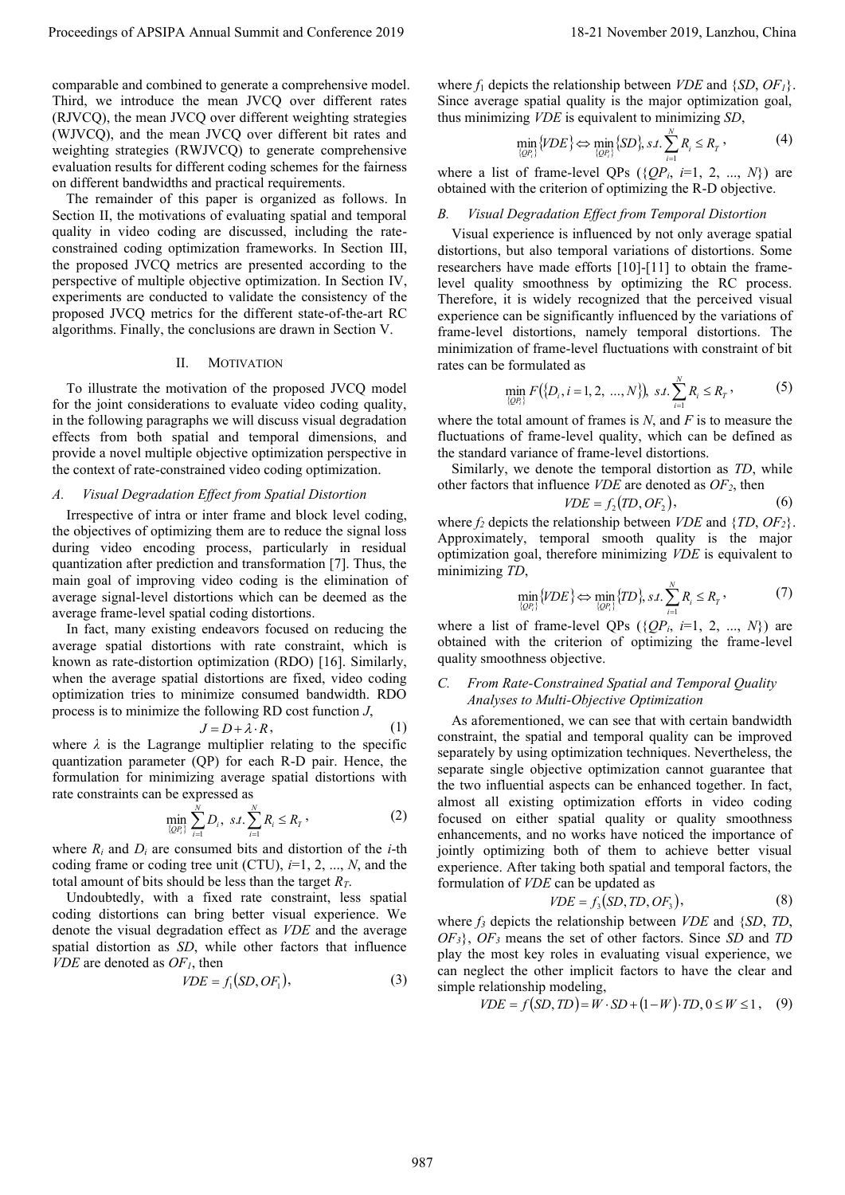comparable and combined to generate a comprehensive model. Third, we introduce the mean JVCQ over different rates (RJVCQ), the mean JVCQ over different weighting strategies (WJVCQ), and the mean JVCQ over different bit rates and weighting strategies (RWJVCQ) to generate comprehensive evaluation results for different coding schemes for the fairness on different bandwidths and practical requirements.

The remainder of this paper is organized as follows. In Section II, the motivations of evaluating spatial and temporal quality in video coding are discussed, including the rate-constrained coding optimization frameworks. In Section III, the proposed JVCQ metrics are presented according to the perspective of multiple objective optimization. In Section IV, experiments are conducted to validate the consistency of the proposed JVCQ metrics for the different state-of-the-art RC algorithms. Finally, the conclusions are drawn in Section V.

## II. Motivation

To illustrate the motivation of the proposed JVCQ model for the joint considerations to evaluate video coding quality, in the following paragraphs we will discuss visual degradation effects from both spatial and temporal dimensions, and provide a novel multiple objective optimization perspective in the context of rate-constrained video coding optimization.

### *A. Visual Degradation Effect from Spatial Distortion*

Irrespective of intra or inter frame and block level coding, the objectives of optimizing them are to reduce the signal loss during video encoding process, particularly in residual quantization after prediction and transformation [7]. Thus, the main goal of improving video coding is the elimination of average signal-level distortions which can be deemed as the average frame-level spatial coding distortions.

In fact, many existing endeavors focused on reducing the average spatial distortions with rate constraint, which is known as rate-distortion optimization (RDO) [16]. Similarly, when the average spatial distortions are fixed, video coding optimization tries to minimize consumed bandwidth. RDO process is to minimize the following RD cost function $J$,

$$J = D + \lambda \cdot R, \tag{1}$$

where $\lambda$ is the Lagrange multiplier relating to the specific quantization parameter (QP) for each R-D pair. Hence, the formulation for minimizing average spatial distortions with rate constraints can be expressed as

$$\min_{\{QP_i\}} \sum_{i=1}^{N} D_i,\ s.t. \sum_{i=1}^{N} R_i \le R_T, \tag{2}$$

where $R_i$ and $D_i$ are consumed bits and distortion of the $i$-th coding frame or coding tree unit (CTU), $i$=1, 2, ..., $N$, and the total amount of bits should be less than the target $R_T$.

Undoubtedly, with a fixed rate constraint, less spatial coding distortions can bring better visual experience. We denote the visual degradation effect as *VDE* and the average spatial distortion as *SD*, while other factors that influence *VDE* are denoted as $OF_1$, then

$$VDE = f_1(SD, OF_1), \tag{3}$$

where $f_1$ depicts the relationship between *VDE* and $\{SD, OF_1\}$. Since average spatial quality is the major optimization goal, thus minimizing *VDE* is equivalent to minimizing *SD*,

$$\min_{\{QP_i\}}\{VDE\} \Leftrightarrow \min_{\{QP_i\}}\{SD\}, s.t. \sum_{i=1}^{N} R_i \le R_T, \tag{4}$$

where a list of frame-level QPs ($\{QP_i$, $i$=1, 2, ..., $N\}$) are obtained with the criterion of optimizing the R-D objective.

### *B. Visual Degradation Effect from Temporal Distortion*

Visual experience is influenced by not only average spatial distortions, but also temporal variations of distortions. Some researchers have made efforts [10]-[11] to obtain the frame-level quality smoothness by optimizing the RC process. Therefore, it is widely recognized that the perceived visual experience can be significantly influenced by the variations of frame-level distortions, namely temporal distortions. The minimization of frame-level fluctuations with constraint of bit rates can be formulated as

$$\min_{\{QP_i\}} F(\{D_i, i = 1, 2, ..., N\}),\ s.t. \sum_{i=1}^{N} R_i \le R_T, \tag{5}$$

where the total amount of frames is $N$, and $F$ is to measure the fluctuations of frame-level quality, which can be defined as the standard variance of frame-level distortions.

Similarly, we denote the temporal distortion as *TD*, while other factors that influence *VDE* are denoted as $OF_2$, then

$$VDE = f_2(TD, OF_2), \tag{6}$$

where $f_2$ depicts the relationship between *VDE* and $\{TD, OF_2\}$. Approximately, temporal smooth quality is the major optimization goal, therefore minimizing *VDE* is equivalent to minimizing *TD*,

$$\min_{\{QP_i\}}\{VDE\} \Leftrightarrow \min_{\{QP_i\}}\{TD\}, s.t. \sum_{i=1}^{N} R_i \le R_T, \tag{7}$$

where a list of frame-level QPs ($\{QP_i$, $i$=1, 2, ..., $N\}$) are obtained with the criterion of optimizing the frame-level quality smoothness objective.

### *C. From Rate-Constrained Spatial and Temporal Quality Analyses to Multi-Objective Optimization*

As aforementioned, we can see that with certain bandwidth constraint, the spatial and temporal quality can be improved separately by using optimization techniques. Nevertheless, the separate single objective optimization cannot guarantee that the two influential aspects can be enhanced together. In fact, almost all existing optimization efforts in video coding focused on either spatial quality or quality smoothness enhancements, and no works have noticed the importance of jointly optimizing both of them to achieve better visual experience. After taking both spatial and temporal factors, the formulation of *VDE* can be updated as

$$VDE = f_3(SD, TD, OF_3), \tag{8}$$

where $f_3$ depicts the relationship between *VDE* and $\{SD, TD, OF_3\}$, $OF_3$ means the set of other factors. Since *SD* and *TD* play the most key roles in evaluating visual experience, we can neglect the other implicit factors to have the clear and simple relationship modeling,

$$VDE = f(SD, TD) = W \cdot SD + (1 - W) \cdot TD, 0 \le W \le 1, \tag{9}$$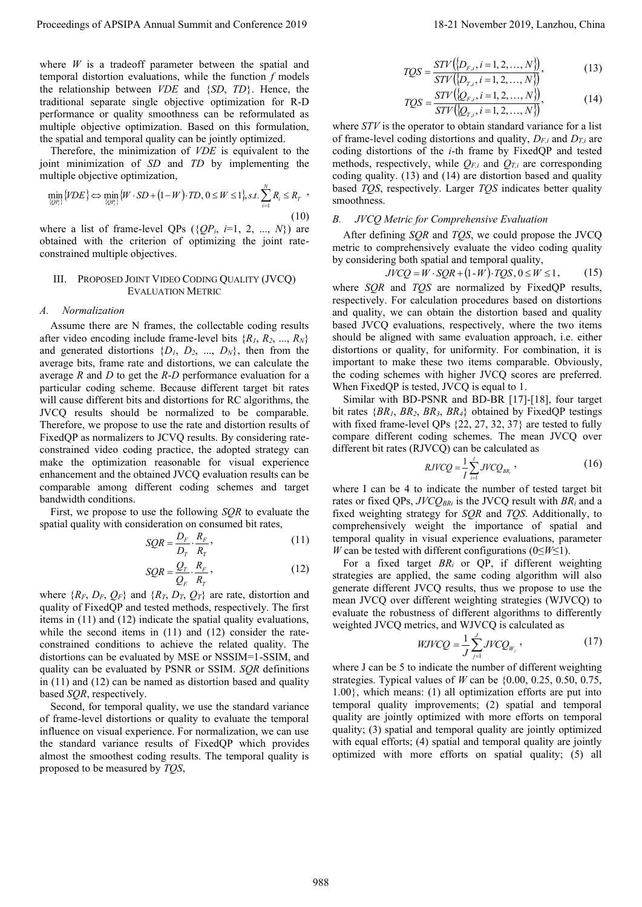where $W$ is a tradeoff parameter between the spatial and temporal distortion evaluations, while the function $f$ models the relationship between $VDE$ and $\{SD, TD\}$. Hence, the traditional separate single objective optimization for R-D performance or quality smoothness can be reformulated as multiple objective optimization. Based on this formulation, the spatial and temporal quality can be jointly optimized.

Therefore, the minimization of $VDE$ is equivalent to the joint minimization of $SD$ and $TD$ by implementing the multiple objective optimization,

$$\min_{\{QP_i\}}\{VDE\} \Leftrightarrow \min_{\{QP_i\}}\{W \cdot SD + (1-W) \cdot TD, 0 \le W \le 1\}, s.t. \sum_{i=1}^{N} R_i \le R_T \quad , \tag{10}$$

where a list of frame-level QPs ($\{QP_i$, $i$=1, 2, ..., $N\}$) are obtained with the criterion of optimizing the joint rate-constrained multiple objectives.

## III. Proposed Joint Video Coding Quality (JVCQ) Evaluation Metric

### A. Normalization

Assume there are N frames, the collectable coding results after video encoding include frame-level bits $\{R_1, R_2, ..., R_N\}$ and generated distortions $\{D_1, D_2, ..., D_N\}$, then from the average bits, frame rate and distortions, we can calculate the average $R$ and $D$ to get the $R$-$D$ performance evaluation for a particular coding scheme. Because different target bit rates will cause different bits and distortions for RC algorithms, the JVCQ results should be normalized to be comparable. Therefore, we propose to use the rate and distortion results of FixedQP as normalizers to JVCQ results. By considering rate-constrained video coding practice, the adopted strategy can make the optimization reasonable for visual experience enhancement and the obtained JVCQ evaluation results can be comparable among different coding schemes and target bandwidth conditions.

First, we propose to use the following $SQR$ to evaluate the spatial quality with consideration on consumed bit rates,

$$SQR = \frac{D_F}{D_T} \cdot \frac{R_F}{R_T}, \tag{11}$$

$$SQR = \frac{Q_T}{Q_F} \cdot \frac{R_F}{R_T}, \tag{12}$$

where $\{R_F, D_F, Q_F\}$ and $\{R_T, D_T, Q_T\}$ are rate, distortion and quality of FixedQP and tested methods, respectively. The first items in (11) and (12) indicate the spatial quality evaluations, while the second items in (11) and (12) consider the rate-constrained conditions to achieve the related quality. The distortions can be evaluated by MSE or NSSIM=1-SSIM, and quality can be evaluated by PSNR or SSIM. $SQR$ definitions in (11) and (12) can be named as distortion based and quality based $SQR$, respectively.

Second, for temporal quality, we use the standard variance of frame-level distortions or quality to evaluate the temporal influence on visual experience. For normalization, we can use the standard variance results of FixedQP which provides almost the smoothest coding results. The temporal quality is proposed to be measured by $TQS$,

$$TQS = \frac{STV(\{D_{F,i}, i = 1, 2, \ldots, N\})}{STV(\{D_{T,i}, i = 1, 2, \ldots, N\})}, \tag{13}$$

$$TQS = \frac{STV(\{Q_{F,i}, i = 1, 2, \ldots, N\})}{STV(\{Q_{T,i}, i = 1, 2, \ldots, N\})}, \tag{14}$$

where $STV$ is the operator to obtain standard variance for a list of frame-level coding distortions and quality, $D_{F,i}$ and $D_{T,i}$ are coding distortions of the $i$-th frame by FixedQP and tested methods, respectively, while $Q_{F,i}$ and $Q_{T,i}$ are corresponding coding quality. (13) and (14) are distortion based and quality based $TQS$, respectively. Larger $TQS$ indicates better quality smoothness.

### B. JVCQ Metric for Comprehensive Evaluation

After defining $SQR$ and $TQS$, we could propose the JVCQ metric to comprehensively evaluate the video coding quality by considering both spatial and temporal quality,

$$JVCQ = W \cdot SQR + (1\text{-}W) \cdot TQS, 0 \le W \le 1, \tag{15}$$

where $SQR$ and $TQS$ are normalized by FixedQP results, respectively. For calculation procedures based on distortions and quality, we can obtain the distortion based and quality based JVCQ evaluations, respectively, where the two items should be aligned with same evaluation approach, i.e. either distortions or quality, for uniformity. For combination, it is important to make these two items comparable. Obviously, the coding schemes with higher JVCQ scores are preferred. When FixedQP is tested, JVCQ is equal to 1.

Similar with BD-PSNR and BD-BR [17]-[18], four target bit rates $\{BR_1, BR_2, BR_3, BR_4\}$ obtained by FixedQP testings with fixed frame-level QPs {22, 27, 32, 37} are tested to fully compare different coding schemes. The mean JVCQ over different bit rates (RJVCQ) can be calculated as

$$RJVCQ = \frac{1}{I}\sum_{i=1}^{I} JVCQ_{BR_i} , \tag{16}$$

where I can be 4 to indicate the number of tested target bit rates or fixed QPs, $JVCQ_{BRi}$ is the JVCQ result with $BR_i$ and a fixed weighting strategy for $SQR$ and $TQS$. Additionally, to comprehensively weight the importance of spatial and temporal quality in visual experience evaluations, parameter $W$ can be tested with different configurations ($0 \le W \le 1$).

For a fixed target $BR_i$ or QP, if different weighting strategies are applied, the same coding algorithm will also generate different JVCQ results, thus we propose to use the mean JVCQ over different weighting strategies (WJVCQ) to evaluate the robustness of different algorithms to differently weighted JVCQ metrics, and WJVCQ is calculated as

$$WJVCQ = \frac{1}{J}\sum_{j=1}^{J} JVCQ_{W_j} , \tag{17}$$

where J can be 5 to indicate the number of different weighting strategies. Typical values of $W$ can be {0.00, 0.25, 0.50, 0.75, 1.00}, which means: (1) all optimization efforts are put into temporal quality improvements; (2) spatial and temporal quality are jointly optimized with more efforts on temporal quality; (3) spatial and temporal quality are jointly optimized with equal efforts; (4) spatial and temporal quality are jointly optimized with more efforts on spatial quality; (5) all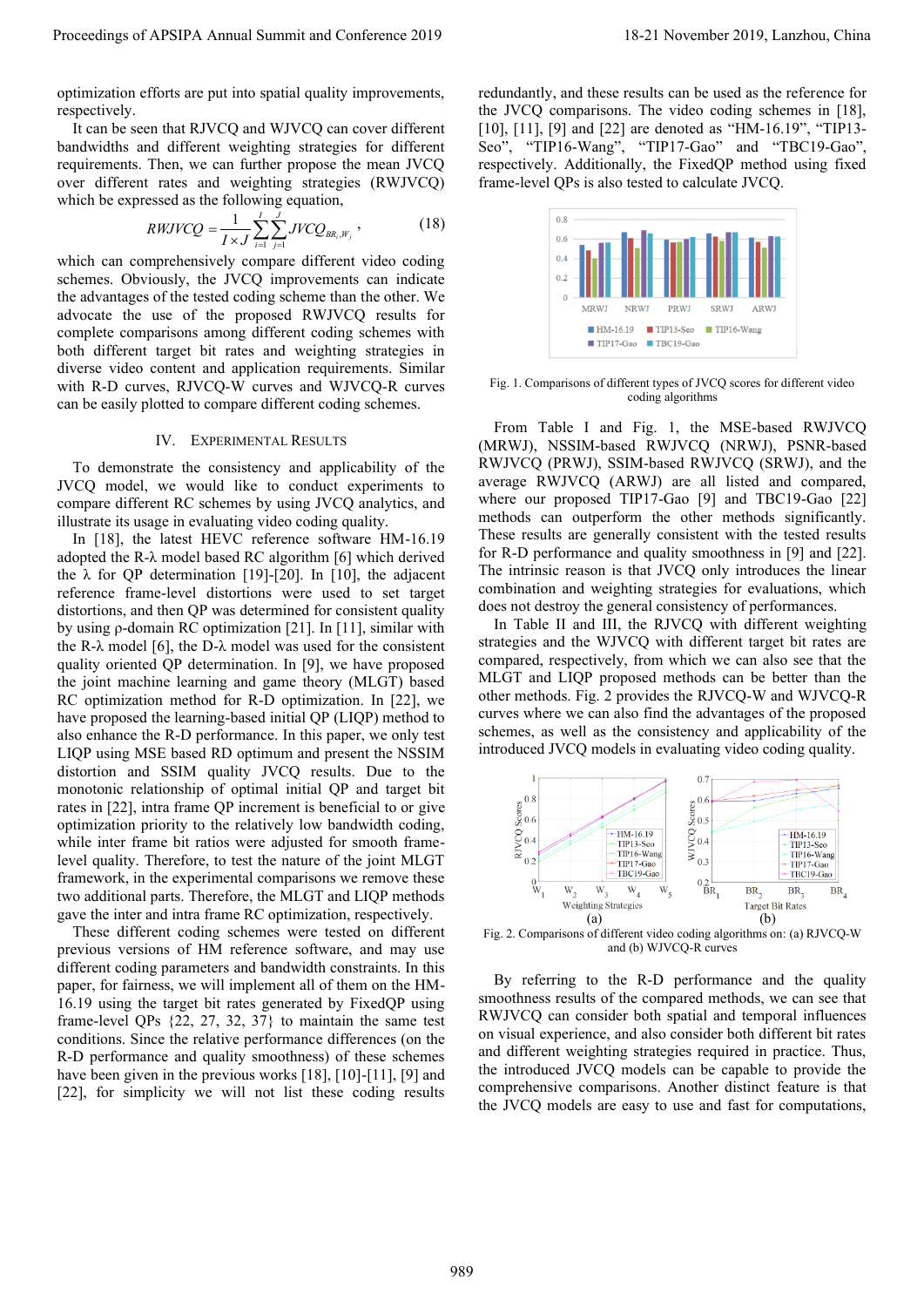optimization efforts are put into spatial quality improvements, respectively.

It can be seen that RJVCQ and WJVCQ can cover different bandwidths and different weighting strategies for different requirements. Then, we can further propose the mean JVCQ over different rates and weighting strategies (RWJVCQ) which be expressed as the following equation,

$$RWJVCQ = \frac{1}{I \times J} \sum_{i=1}^{I} \sum_{j=1}^{J} JVCQ_{BR_i, W_j}, \tag{18}$$

which can comprehensively compare different video coding schemes. Obviously, the JVCQ improvements can indicate the advantages of the tested coding scheme than the other. We advocate the use of the proposed RWJVCQ results for complete comparisons among different coding schemes with both different target bit rates and weighting strategies in diverse video content and application requirements. Similar with R-D curves, RJVCQ-W curves and WJVCQ-R curves can be easily plotted to compare different coding schemes.

## IV. Experimental Results

To demonstrate the consistency and applicability of the JVCQ model, we would like to conduct experiments to compare different RC schemes by using JVCQ analytics, and illustrate its usage in evaluating video coding quality.

In [18], the latest HEVC reference software HM-16.19 adopted the R-λ model based RC algorithm [6] which derived the λ for QP determination [19]-[20]. In [10], the adjacent reference frame-level distortions were used to set target distortions, and then QP was determined for consistent quality by using ρ-domain RC optimization [21]. In [11], similar with the R-λ model [6], the D-λ model was used for the consistent quality oriented QP determination. In [9], we have proposed the joint machine learning and game theory (MLGT) based RC optimization method for R-D optimization. In [22], we have proposed the learning-based initial QP (LIQP) method to also enhance the R-D performance. In this paper, we only test LIQP using MSE based RD optimum and present the NSSIM distortion and SSIM quality JVCQ results. Due to the monotonic relationship of optimal initial QP and target bit rates in [22], intra frame QP increment is beneficial to or give optimization priority to the relatively low bandwidth coding, while inter frame bit ratios were adjusted for smooth frame-level quality. Therefore, to test the nature of the joint MLGT framework, in the experimental comparisons we remove these two additional parts. Therefore, the MLGT and LIQP methods gave the inter and intra frame RC optimization, respectively.

These different coding schemes were tested on different previous versions of HM reference software, and may use different coding parameters and bandwidth constraints. In this paper, for fairness, we will implement all of them on the HM-16.19 using the target bit rates generated by FixedQP using frame-level QPs {22, 27, 32, 37} to maintain the same test conditions. Since the relative performance differences (on the R-D performance and quality smoothness) of these schemes have been given in the previous works [18], [10]-[11], [9] and [22], for simplicity we will not list these coding results redundantly, and these results can be used as the reference for the JVCQ comparisons. The video coding schemes in [18], [10], [11], [9] and [22] are denoted as "HM-16.19", "TIP13-Seo", "TIP16-Wang", "TIP17-Gao" and "TBC19-Gao", respectively. Additionally, the FixedQP method using fixed frame-level QPs is also tested to calculate JVCQ.

Fig. 1. Comparisons of different types of JVCQ scores for different video coding algorithms

From Table I and Fig. 1, the MSE-based RWJVCQ (MRWJ), NSSIM-based RWJVCQ (NRWJ), PSNR-based RWJVCQ (PRWJ), SSIM-based RWJVCQ (SRWJ), and the average RWJVCQ (ARWJ) are all listed and compared, where our proposed TIP17-Gao [9] and TBC19-Gao [22] methods can outperform the other methods significantly. These results are generally consistent with the tested results for R-D performance and quality smoothness in [9] and [22]. The intrinsic reason is that JVCQ only introduces the linear combination and weighting strategies for evaluations, which does not destroy the general consistency of performances.

In Table II and III, the RJVCQ with different weighting strategies and the WJVCQ with different target bit rates are compared, respectively, from which we can also see that the MLGT and LIQP proposed methods can be better than the other methods. Fig. 2 provides the RJVCQ-W and WJVCQ-R curves where we can also find the advantages of the proposed schemes, as well as the consistency and applicability of the introduced JVCQ models in evaluating video coding quality.

Fig. 2. Comparisons of different video coding algorithms on: (a) RJVCQ-W and (b) WJVCQ-R curves

By referring to the R-D performance and the quality smoothness results of the compared methods, we can see that RWJVCQ can consider both spatial and temporal influences on visual experience, and also consider both different bit rates and different weighting strategies required in practice. Thus, the introduced JVCQ models can be capable to provide the comprehensive comparisons. Another distinct feature is that the JVCQ models are easy to use and fast for computations,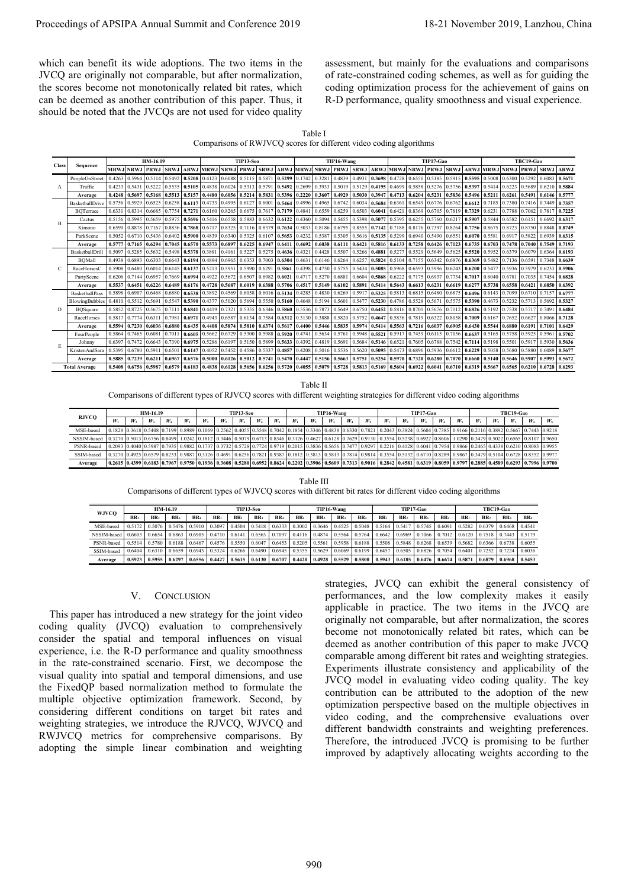which can benefit its wide adoptions. The two items in the JVCQ are originally not comparable, but after normalization, the scores become not monotonically related bit rates, which can be deemed as another contribution of this paper. Thus, it should be noted that the JVCQs are not used for video quality assessment, but mainly for the evaluations and comparisons of rate-constrained coding schemes, as well as for guiding the coding optimization process for the achievement of gains on R-D performance, quality smoothness and visual experience.

Table I
Comparisons of RWJVCQ scores for different video coding algorithms

| Class | Sequence | HM-16.19 | | | | | TIP13-Seo | | | | | TIP16-Wang | | | | | TIP17-Gao | | | | | TBC19-Gao | | | | |
|---|---|---|---|---|---|---|---|---|---|---|---|---|---|---|---|---|---|---|---|---|---|---|---|---|---|---|
| | | MRWJ | NRWJ | PRWJ | SRWJ | ARWJ | MRWJ | NRWJ | PRWJ | SRWJ | ARWJ | MRWJ | NRWJ | PRWJ | SRWJ | ARWJ | MRWJ | NRWJ | PRWJ | SRWJ | ARWJ | MRWJ | NRWJ | PRWJ | SRWJ | ARWJ |
| A | PeopleOnStreet | 0.4263 | 0.5964 | 0.5114 | 0.5492 | **0.5208** | 0.4123 | 0.6088 | 0.5115 | 0.5871 | **0.5299** | 0.1742 | 0.3281 | 0.4839 | 0.4931 | **0.3698** | 0.4728 | 0.6550 | 0.5185 | 0.5915 | **0.5595** | 0.5008 | 0.6300 | 0.5292 | 0.6083 | **0.5671** |
| | Traffic | 0.4233 | 0.5431 | 0.5222 | 0.5535 | **0.5105** | 0.4838 | 0.6024 | 0.5313 | 0.5791 | **0.5492** | 0.2699 | 0.3933 | 0.5019 | 0.5129 | **0.4195** | 0.4699 | 0.5858 | 0.5276 | 0.5756 | **0.5397** | 0.5414 | 0.6223 | 0.5689 | 0.6210 | **0.5884** |
| | **Average** | **0.4248** | **0.5697** | **0.5168** | **0.5513** | **0.5157** | **0.4480** | **0.6056** | **0.5214** | **0.5831** | **0.5396** | **0.2220** | **0.3607** | **0.4929** | **0.5030** | **0.3947** | **0.4713** | **0.6204** | **0.5231** | **0.5836** | **0.5496** | **0.5211** | **0.6261** | **0.5491** | **0.6146** | **0.5777** |
| B | BasketballDrive | 0.5756 | 0.5929 | 0.6525 | 0.6258 | **0.6117** | 0.4733 | 0.4995 | 0.6127 | 0.6001 | **0.5464** | 0.4996 | 0.4965 | 0.6742 | 0.6034 | **0.5684** | 0.6361 | 0.6549 | 0.6776 | 0.6762 | **0.6612** | 0.7185 | 0.7380 | 0.7416 | 0.7449 | **0.7357** |
| | BQTerrace | 0.6331 | 0.8314 | 0.6685 | 0.7754 | **0.7271** | 0.6160 | 0.8265 | 0.6675 | 0.7617 | **0.7179** | 0.4841 | 0.6559 | 0.6259 | 0.6503 | **0.6041** | 0.6421 | 0.8369 | 0.6705 | 0.7819 | **0.7329** | 0.6231 | 0.7788 | 0.7062 | 0.7817 | **0.7225** |
| | Cactus | 0.5156 | 0.5995 | 0.5659 | 0.5975 | **0.5696** | 0.5416 | 0.6558 | 0.5883 | 0.6632 | **0.6122** | 0.4360 | 0.5094 | 0.5455 | 0.5398 | **0.5077** | 0.5395 | 0.6255 | 0.5760 | 0.6217 | **0.5907** | 0.5844 | 0.6582 | 0.6151 | 0.6692 | **0.6317** |
| | Kimono | 0.6590 | 0.8878 | 0.7167 | 0.8836 | **0.7868** | 0.6717 | 0.8325 | 0.7116 | 0.8379 | **0.7634** | 0.5033 | 0.8186 | 0.6795 | 0.8555 | **0.7142** | 0.7188 | 0.8176 | 0.7397 | 0.8264 | **0.7756** | 0.8675 | 0.8723 | 0.8750 | 0.8848 | **0.8749** |
| | ParkScene | 0.5052 | 0.6710 | 0.5436 | 0.6402 | **0.5900** | 0.4839 | 0.6340 | 0.5325 | 0.6107 | **0.5653** | 0.4232 | 0.5387 | 0.5305 | 0.5616 | **0.5135** | 0.5299 | 0.6940 | 0.5490 | 0.6551 | **0.6070** | 0.5581 | 0.6917 | 0.5822 | 0.6939 | **0.6315** |
| | **Average** | **0.5777** | **0.7165** | **0.6294** | **0.7045** | **0.6570** | **0.5573** | **0.6897** | **0.6225** | **0.6947** | **0.6411** | **0.4692** | **0.6038** | **0.6111** | **0.6421** | **0.5816** | **0.6133** | **0.7258** | **0.6426** | **0.7123** | **0.6735** | **0.6703** | **0.7478** | **0.7040** | **0.7549** | **0.7193** |
| C | BasketballDrill | 0.5097 | 0.5285 | 0.5632 | 0.5498 | **0.5378** | 0.3881 | 0.4161 | 0.5227 | 0.5275 | **0.4636** | 0.4321 | 0.4428 | 0.5507 | 0.5266 | **0.4881** | 0.5277 | 0.5529 | 0.5649 | 0.5625 | **0.5520** | 0.5952 | 0.6379 | 0.6079 | 0.6364 | **0.6193** |
| | BQMall | 0.4938 | 0.6893 | 0.6303 | 0.6643 | **0.6194** | 0.4894 | 0.6965 | 0.6353 | 0.7003 | **0.6304** | 0.4631 | 0.6146 | 0.6264 | 0.6257 | **0.5824** | 0.5104 | 0.7155 | 0.6342 | 0.6876 | **0.6369** | 0.5482 | 0.7136 | 0.6591 | 0.7348 | **0.6639** |
| | RaceHorsesC | 0.5908 | 0.6480 | 0.6014 | 0.6145 | **0.6137** | 0.5213 | 0.5951 | 0.5990 | 0.6291 | **0.5861** | 0.4398 | 0.4750 | 0.5755 | 0.5434 | **0.5085** | 0.5968 | 0.6593 | 0.5996 | 0.6243 | **0.6200** | 0.5477 | 0.5936 | 0.5979 | 0.6233 | **0.5906** |
| | PartyScene | 0.6206 | 0.7144 | 0.6957 | 0.7669 | **0.6994** | 0.4922 | 0.5672 | 0.6507 | 0.6982 | **0.6021** | 0.4717 | 0.5270 | 0.6881 | 0.6604 | **0.5868** | 0.6222 | 0.7175 | 0.6937 | 0.7734 | **0.7017** | 0.6040 | 0.6781 | 0.7035 | 0.7454 | **0.6828** |
| | **Average** | **0.5537** | **0.6451** | **0.6226** | **0.6489** | **0.6176** | **0.4728** | **0.5687** | **0.6019** | **0.6388** | **0.5706** | **0.4517** | **0.5149** | **0.6102** | **0.5891** | **0.5414** | **0.5643** | **0.6613** | **0.6231** | **0.6619** | **0.6277** | **0.5738** | **0.6558** | **0.6421** | **0.6850** | **0.6392** |
| D | BasketballPass | 0.5898 | 0.6907 | 0.6468 | 0.6880 | **0.6538** | 0.3892 | 0.4569 | 0.6058 | 0.6016 | **0.5134** | 0.4285 | 0.4830 | 0.6269 | 0.5917 | **0.5325** | 0.5813 | 0.6815 | 0.6480 | 0.6875 | **0.6496** | 0.6143 | 0.7099 | 0.6710 | 0.7157 | **0.6777** |
| | BlowingBubbles | 0.4810 | 0.5512 | 0.5691 | 0.5547 | **0.5390** | 0.4377 | 0.5020 | 0.5694 | 0.5550 | **0.5160** | 0.4648 | 0.5194 | 0.5601 | 0.5477 | **0.5230** | 0.4786 | 0.5528 | 0.5671 | 0.5575 | **0.5390** | 0.4673 | 0.5232 | 0.5713 | 0.5692 | **0.5327** |
| | BQSquare | 0.5852 | 0.8725 | 0.5675 | 0.7111 | **0.6841** | 0.4419 | 0.7321 | 0.5355 | 0.6346 | **0.5860** | 0.5536 | 0.7873 | 0.5649 | 0.6750 | **0.6452** | 0.5816 | 0.8701 | 0.5676 | 0.7112 | **0.6826** | 0.5192 | 0.7538 | 0.5717 | 0.7491 | **0.6484** |
| | RaceHorses | 0.5817 | 0.7774 | 0.6311 | 0.7981 | **0.6971** | 0.4943 | 0.6587 | 0.6134 | 0.7584 | **0.6312** | 0.3130 | 0.3888 | 0.5820 | 0.5752 | **0.4647** | 0.5836 | 0.7819 | 0.6322 | 0.8058 | **0.7009** | 0.6167 | 0.7652 | 0.6627 | 0.8066 | **0.7128** |
| | **Average** | **0.5594** | **0.7230** | **0.6036** | **0.6880** | **0.6435** | **0.4408** | **0.5874** | **0.5810** | **0.6374** | **0.5617** | **0.4400** | **0.5446** | **0.5835** | **0.5974** | **0.5414** | **0.5563** | **0.7216** | **0.6037** | **0.6905** | **0.6430** | **0.5544** | **0.6880** | **0.6191** | **0.7101** | **0.6429** |
| E | FourPeople | 0.5864 | 0.7465 | 0.6081 | 0.7011 | **0.6605** | 0.5662 | 0.6729 | 0.5300 | 0.5988 | **0.5920** | 0.4741 | 0.5634 | 0.5761 | 0.5948 | **0.5521** | 0.5917 | 0.7459 | 0.6115 | 0.7056 | **0.6637** | 0.5165 | 0.5758 | 0.5925 | 0.5961 | **0.5702** |
| | Johnny | 0.6397 | 0.7472 | 0.6643 | 0.7390 | **0.6975** | 0.5286 | 0.6197 | 0.5150 | 0.5899 | **0.5633** | 0.4392 | 0.4819 | 0.5691 | 0.5684 | **0.5146** | 0.6521 | 0.7605 | 0.6788 | 0.7542 | **0.7114** | 0.5198 | 0.5501 | 0.5917 | 0.5930 | **0.5636** |
| | KristenAndSara | 0.5395 | 0.6780 | 0.5911 | 0.6501 | **0.6147** | 0.4052 | 0.5452 | 0.4586 | 0.5337 | **0.4857** | 0.4208 | 0.5016 | 0.5536 | 0.5620 | **0.5095** | 0.5473 | 0.6896 | 0.5936 | 0.6612 | **0.6229** | 0.5058 | 0.5680 | 0.5880 | 0.6089 | **0.5677** |
| | **Average** | **0.5885** | **0.7239** | **0.6211** | **0.6967** | **0.6576** | **0.5000** | **0.6126** | **0.5012** | **0.5741** | **0.5470** | **0.4447** | **0.5156** | **0.5663** | **0.5751** | **0.5254** | **0.5970** | **0.7320** | **0.6280** | **0.7070** | **0.6660** | **0.5140** | **0.5646** | **0.5907** | **0.5993** | **0.5672** |
| **Total Average** | | **0.5408** | **0.6756** | **0.5987** | **0.6579** | **0.6183** | **0.4838** | **0.6128** | **0.5656** | **0.6256** | **0.5720** | **0.4055** | **0.5079** | **0.5728** | **0.5813** | **0.5169** | **0.5604** | **0.6922** | **0.6041** | **0.6710** | **0.6319** | **0.5667** | **0.6565** | **0.6210** | **0.6728** | **0.6293** |

Table II
Comparisons of different types of RJVCQ scores with different weighting strategies for different video coding algorithms

| RJVCQ | HM-16.19 | | | | | TIP13-Seo | | | | | TIP16-Wang | | | | | TIP17-Gao | | | | | TBC19-Gao | | | | |
|---|---|---|---|---|---|---|---|---|---|---|---|---|---|---|---|---|---|---|---|---|---|---|---|---|---|
| | $W_1$ | $W_2$ | $W_3$ | $W_4$ | $W_5$ | $W_1$ | $W_2$ | $W_3$ | $W_4$ | $W_5$ | $W_1$ | $W_2$ | $W_3$ | $W_4$ | $W_5$ | $W_1$ | $W_2$ | $W_3$ | $W_4$ | $W_5$ | $W_1$ | $W_2$ | $W_3$ | $W_4$ | $W_5$ |
| MSE-based | 0.1828 | 0.3618 | 0.5408 | 0.7199 | 0.8989 | 0.1069 | 0.2562 | 0.4055 | 0.5548 | 0.7042 | 0.1854 | 0.3346 | 0.4838 | 0.6330 | 0.7821 | 0.2043 | 0.3824 | 0.5604 | 0.7385 | 0.9166 | 0.2116 | 0.3892 | 0.5667 | 0.7443 | 0.9218 |
| NSSIM-based | 0.3270 | 0.5013 | 0.6756 | 0.8499 | 1.0242 | 0.1812 | 0.3446 | 0.5079 | 0.6713 | 0.8346 | 0.3126 | 0.4627 | 0.6128 | 0.7629 | 0.9130 | 0.3554 | 0.5238 | 0.6922 | 0.8606 | 1.0290 | 0.3479 | 0.5022 | 0.6565 | 0.8107 | 0.9650 |
| PSNR-based | 0.2093 | 0.4040 | 0.5987 | 0.7935 | 0.9882 | 0.1737 | 0.3732 | 0.5728 | 0.7724 | 0.9719 | 0.2015 | 0.3836 | 0.5656 | 0.7477 | 0.9297 | 0.2216 | 0.4128 | 0.6041 | 0.7954 | 0.9866 | 0.2465 | 0.4338 | 0.6210 | 0.8083 | 0.9955 |
| SSIM-based | 0.3270 | 0.4925 | 0.6579 | 0.8233 | 0.9887 | 0.3126 | 0.4691 | 0.6256 | 0.7821 | 0.9387 | 0.1812 | 0.3813 | 0.5813 | 0.7814 | 0.9814 | 0.3554 | 0.5132 | 0.6710 | 0.8289 | 0.9867 | 0.3479 | 0.5104 | 0.6728 | 0.8352 | 0.9977 |
| **Average** | **0.2615** | **0.4399** | **0.6183** | **0.7967** | **0.9750** | **0.1936** | **0.3608** | **0.5280** | **0.6952** | **0.8624** | **0.2202** | **0.3906** | **0.5609** | **0.7313** | **0.9016** | **0.2842** | **0.4581** | **0.6319** | **0.8059** | **0.9797** | **0.2885** | **0.4589** | **0.6293** | **0.7996** | **0.9700** |

Table III
Comparisons of different types of WJVCQ scores with different bit rates for different video coding algorithms

| WJVCQ | HM-16.19 | | | | TIP13-Seo | | | | TIP16-Wang | | | | TIP17-Gao | | | | TBC19-Gao | | | |
|---|---|---|---|---|---|---|---|---|---|---|---|---|---|---|---|---|---|---|---|---|
| | $BR_1$ | $BR_2$ | $BR_3$ | $BR_4$ | $BR_1$ | $BR_2$ | $BR_3$ | $BR_4$ | $BR_1$ | $BR_2$ | $BR_3$ | $BR_4$ | $BR_1$ | $BR_2$ | $BR_3$ | $BR_4$ | $BR_1$ | $BR_2$ | $BR_3$ | $BR_4$ |
| MSE-based | 0.5172 | 0.5076 | 0.5476 | 0.5910 | 0.3097 | 0.4504 | 0.5418 | 0.6333 | 0.3002 | 0.3646 | 0.4525 | 0.5048 | 0.5164 | 0.5417 | 0.5745 | 0.6091 | 0.5282 | 0.6379 | 0.6468 | 0.4541 |
| NSSIM-based | 0.6603 | 0.6654 | 0.6863 | 0.6905 | 0.4710 | 0.6141 | 0.6563 | 0.7097 | 0.4116 | 0.4874 | 0.5564 | 0.5764 | 0.6642 | 0.6969 | 0.7066 | 0.7012 | 0.6120 | 0.7518 | 0.7443 | 0.5179 |
| PSNR-based | 0.5514 | 0.5780 | 0.6188 | 0.6467 | 0.4576 | 0.5550 | 0.6047 | 0.6453 | 0.5205 | 0.5561 | 0.5958 | 0.6188 | 0.5508 | 0.5848 | 0.6268 | 0.6539 | 0.5682 | 0.6366 | 0.6738 | 0.6055 |
| SSIM-based | 0.6404 | 0.6310 | 0.6659 | 0.6943 | 0.5324 | 0.6266 | 0.6490 | 0.6945 | 0.5355 | 0.5629 | 0.6069 | 0.6199 | 0.6457 | 0.6505 | 0.6826 | 0.7054 | 0.6401 | 0.7252 | 0.7224 | 0.6036 |
| **Average** | **0.5923** | **0.5955** | **0.6297** | **0.6556** | **0.4427** | **0.5615** | **0.6130** | **0.6707** | **0.4420** | **0.4928** | **0.5529** | **0.5800** | **0.5943** | **0.6185** | **0.6476** | **0.6674** | **0.5871** | **0.6879** | **0.6968** | **0.5453** |

## V. Conclusion

This paper has introduced a new strategy for the joint video coding quality (JVCQ) evaluation to comprehensively consider the spatial and temporal influences on visual experience, i.e. the R-D performance and quality smoothness in the rate-constrained scenario. First, we decompose the visual quality into spatial and temporal dimensions, and use the FixedQP based normalization method to formulate the multiple objective optimization framework. Second, by considering different conditions on target bit rates and weighting strategies, we introduce the RJVCQ, WJVCQ and RWJVCQ metrics for comprehensive comparisons. By adopting the simple linear combination and weighting strategies, JVCQ can exhibit the general consistency of performances, and the low complexity makes it easily applicable in practice. The two items in the JVCQ are originally not comparable, but after normalization, the scores become not monotonically related bit rates, which can be deemed as another contribution of this paper to make JVCQ comparable among different bit rates and weighting strategies. Experiments illustrate consistency and applicability of the JVCQ model in evaluating video coding quality. The key contribution can be attributed to the adoption of the new optimization perspective based on the multiple objectives in video coding, and the comprehensive evaluations over different bandwidth constraints and weighting preferences. Therefore, the introduced JVCQ is promising to be further improved by adaptively allocating weights according to the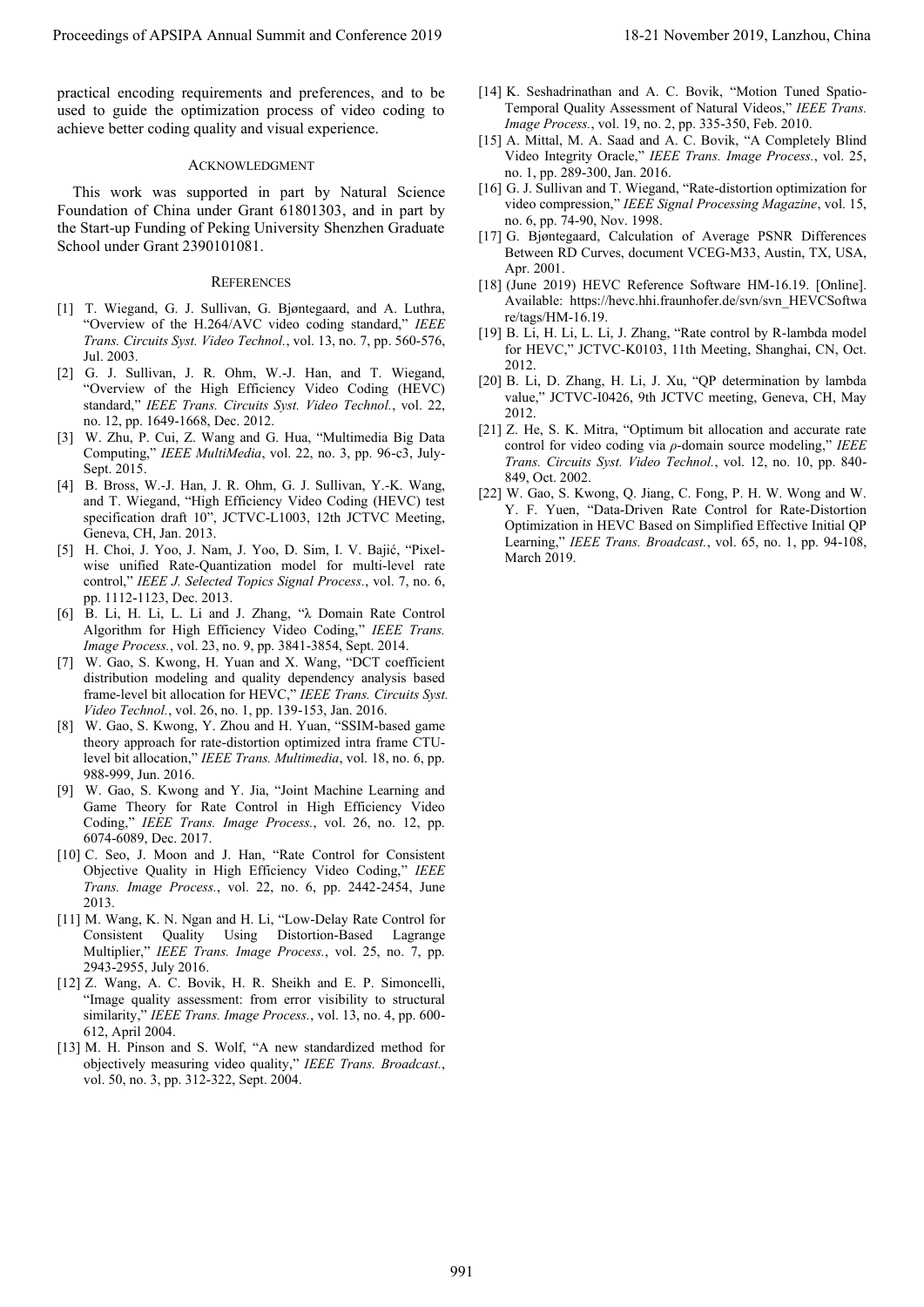practical encoding requirements and preferences, and to be used to guide the optimization process of video coding to achieve better coding quality and visual experience.

## ACKNOWLEDGMENT

This work was supported in part by Natural Science Foundation of China under Grant 61801303, and in part by the Start-up Funding of Peking University Shenzhen Graduate School under Grant 2390101081.

## REFERENCES

[1] T. Wiegand, G. J. Sullivan, G. Bjøntegaard, and A. Luthra, "Overview of the H.264/AVC video coding standard," *IEEE Trans. Circuits Syst. Video Technol.*, vol. 13, no. 7, pp. 560-576, Jul. 2003.

[2] G. J. Sullivan, J. R. Ohm, W.-J. Han, and T. Wiegand, "Overview of the High Efficiency Video Coding (HEVC) standard," *IEEE Trans. Circuits Syst. Video Technol.*, vol. 22, no. 12, pp. 1649-1668, Dec. 2012.

[3] W. Zhu, P. Cui, Z. Wang and G. Hua, "Multimedia Big Data Computing," *IEEE MultiMedia*, vol. 22, no. 3, pp. 96-c3, July-Sept. 2015.

[4] B. Bross, W.-J. Han, J. R. Ohm, G. J. Sullivan, Y.-K. Wang, and T. Wiegand, "High Efficiency Video Coding (HEVC) test specification draft 10", JCTVC-L1003, 12th JCTVC Meeting, Geneva, CH, Jan. 2013.

[5] H. Choi, J. Yoo, J. Nam, J. Yoo, D. Sim, I. V. Bajić, "Pixel-wise unified Rate-Quantization model for multi-level rate control," *IEEE J. Selected Topics Signal Process.*, vol. 7, no. 6, pp. 1112-1123, Dec. 2013.

[6] B. Li, H. Li, L. Li and J. Zhang, "λ Domain Rate Control Algorithm for High Efficiency Video Coding," *IEEE Trans. Image Process.*, vol. 23, no. 9, pp. 3841-3854, Sept. 2014.

[7] W. Gao, S. Kwong, H. Yuan and X. Wang, "DCT coefficient distribution modeling and quality dependency analysis based frame-level bit allocation for HEVC," *IEEE Trans. Circuits Syst. Video Technol.*, vol. 26, no. 1, pp. 139-153, Jan. 2016.

[8] W. Gao, S. Kwong, Y. Zhou and H. Yuan, "SSIM-based game theory approach for rate-distortion optimized intra frame CTU-level bit allocation," *IEEE Trans. Multimedia*, vol. 18, no. 6, pp. 988-999, Jun. 2016.

[9] W. Gao, S. Kwong and Y. Jia, "Joint Machine Learning and Game Theory for Rate Control in High Efficiency Video Coding," *IEEE Trans. Image Process.*, vol. 26, no. 12, pp. 6074-6089, Dec. 2017.

[10] C. Seo, J. Moon and J. Han, "Rate Control for Consistent Objective Quality in High Efficiency Video Coding," *IEEE Trans. Image Process.*, vol. 22, no. 6, pp. 2442-2454, June 2013.

[11] M. Wang, K. N. Ngan and H. Li, "Low-Delay Rate Control for Consistent Quality Using Distortion-Based Lagrange Multiplier," *IEEE Trans. Image Process.*, vol. 25, no. 7, pp. 2943-2955, July 2016.

[12] Z. Wang, A. C. Bovik, H. R. Sheikh and E. P. Simoncelli, "Image quality assessment: from error visibility to structural similarity," *IEEE Trans. Image Process.*, vol. 13, no. 4, pp. 600-612, April 2004.

[13] M. H. Pinson and S. Wolf, "A new standardized method for objectively measuring video quality," *IEEE Trans. Broadcast.*, vol. 50, no. 3, pp. 312-322, Sept. 2004.

[14] K. Seshadrinathan and A. C. Bovik, "Motion Tuned Spatio-Temporal Quality Assessment of Natural Videos," *IEEE Trans. Image Process.*, vol. 19, no. 2, pp. 335-350, Feb. 2010.

[15] A. Mittal, M. A. Saad and A. C. Bovik, "A Completely Blind Video Integrity Oracle," *IEEE Trans. Image Process.*, vol. 25, no. 1, pp. 289-300, Jan. 2016.

[16] G. J. Sullivan and T. Wiegand, "Rate-distortion optimization for video compression," *IEEE Signal Processing Magazine*, vol. 15, no. 6, pp. 74-90, Nov. 1998.

[17] G. Bjøntegaard, Calculation of Average PSNR Differences Between RD Curves, document VCEG-M33, Austin, TX, USA, Apr. 2001.

[18] (June 2019) HEVC Reference Software HM-16.19. [Online]. Available: https://hevc.hhi.fraunhofer.de/svn/svn_HEVCSoftware/tags/HM-16.19.

[19] B. Li, H. Li, L. Li, J. Zhang, "Rate control by R-lambda model for HEVC," JCTVC-K0103, 11th Meeting, Shanghai, CN, Oct. 2012.

[20] B. Li, D. Zhang, H. Li, J. Xu, "QP determination by lambda value," JCTVC-I0426, 9th JCTVC meeting, Geneva, CH, May 2012.

[21] Z. He, S. K. Mitra, "Optimum bit allocation and accurate rate control for video coding via $\rho$-domain source modeling," *IEEE Trans. Circuits Syst. Video Technol.*, vol. 12, no. 10, pp. 840-849, Oct. 2002.

[22] W. Gao, S. Kwong, Q. Jiang, C. Fong, P. H. W. Wong and W. Y. F. Yuen, "Data-Driven Rate Control for Rate-Distortion Optimization in HEVC Based on Simplified Effective Initial QP Learning," *IEEE Trans. Broadcast.*, vol. 65, no. 1, pp. 94-108, March 2019.